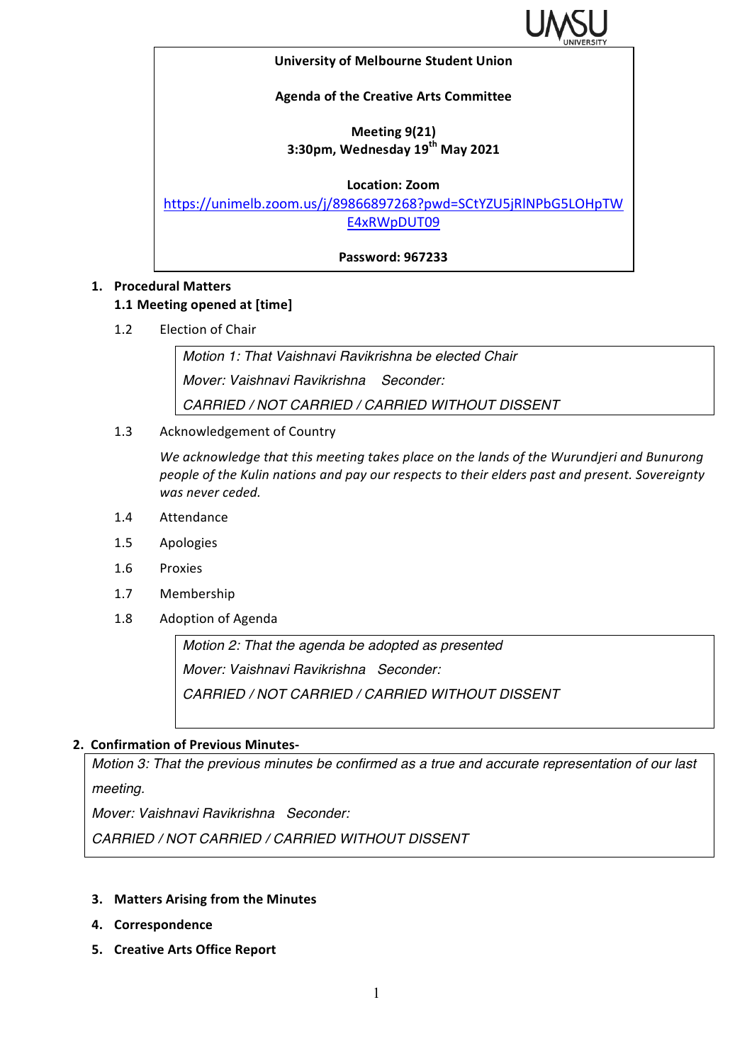**University of Melbourne Student Union**

**Agenda of the Creative Arts Committee**

**Meeting 9(21)**
**3:30pm, Wednesday 19th May 2021**

**Location: Zoom**
https://unimelb.zoom.us/j/89866897268?pwd=SCtYZU5jRlNPbG5LOHpTWE4xRWpDUT09

**Password: 967233**

1. **Procedural Matters**

**1.1 Meeting opened at [time]**

1.2 Election of Chair

> *Motion 1: That Vaishnavi Ravikrishna be elected Chair*
> *Mover: Vaishnavi Ravikrishna  Seconder:*
> *CARRIED / NOT CARRIED / CARRIED WITHOUT DISSENT*

1.3 Acknowledgement of Country

*We acknowledge that this meeting takes place on the lands of the Wurundjeri and Bunurong people of the Kulin nations and pay our respects to their elders past and present. Sovereignty was never ceded.*

1.4 Attendance

1.5 Apologies

1.6 Proxies

1.7 Membership

1.8 Adoption of Agenda

> *Motion 2: That the agenda be adopted as presented*
> *Mover: Vaishnavi Ravikrishna  Seconder:*
> *CARRIED / NOT CARRIED / CARRIED WITHOUT DISSENT*

2. **Confirmation of Previous Minutes-**

> *Motion 3: That the previous minutes be confirmed as a true and accurate representation of our last meeting.*
> *Mover: Vaishnavi Ravikrishna  Seconder:*
> *CARRIED / NOT CARRIED / CARRIED WITHOUT DISSENT*

3. **Matters Arising from the Minutes**
4. **Correspondence**
5. **Creative Arts Office Report**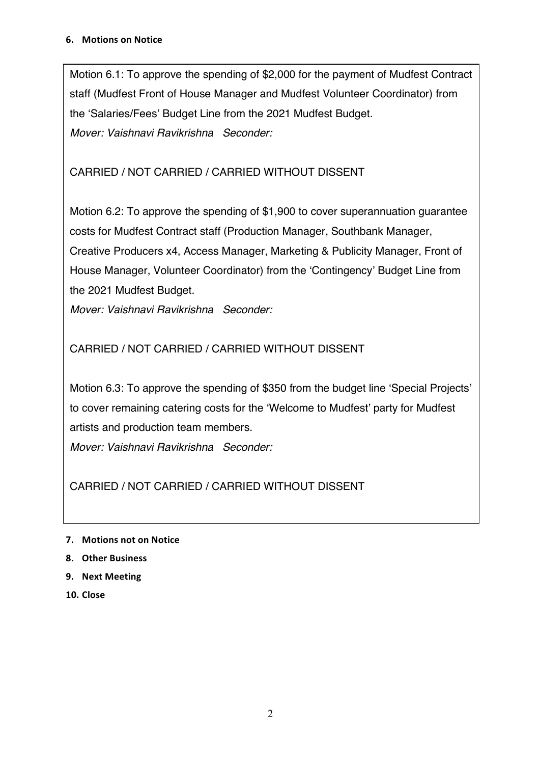**6. Motions on Notice**

Motion 6.1: To approve the spending of $2,000 for the payment of Mudfest Contract staff (Mudfest Front of House Manager and Mudfest Volunteer Coordinator) from the 'Salaries/Fees' Budget Line from the 2021 Mudfest Budget.
*Mover: Vaishnavi Ravikrishna Seconder:*

CARRIED / NOT CARRIED / CARRIED WITHOUT DISSENT

Motion 6.2: To approve the spending of $1,900 to cover superannuation guarantee costs for Mudfest Contract staff (Production Manager, Southbank Manager, Creative Producers x4, Access Manager, Marketing & Publicity Manager, Front of House Manager, Volunteer Coordinator) from the 'Contingency' Budget Line from the 2021 Mudfest Budget.
*Mover: Vaishnavi Ravikrishna Seconder:*

CARRIED / NOT CARRIED / CARRIED WITHOUT DISSENT

Motion 6.3: To approve the spending of $350 from the budget line 'Special Projects' to cover remaining catering costs for the 'Welcome to Mudfest' party for Mudfest artists and production team members.
*Mover: Vaishnavi Ravikrishna Seconder:*

CARRIED / NOT CARRIED / CARRIED WITHOUT DISSENT

**7. Motions not on Notice**

**8. Other Business**

**9. Next Meeting**

**10. Close**